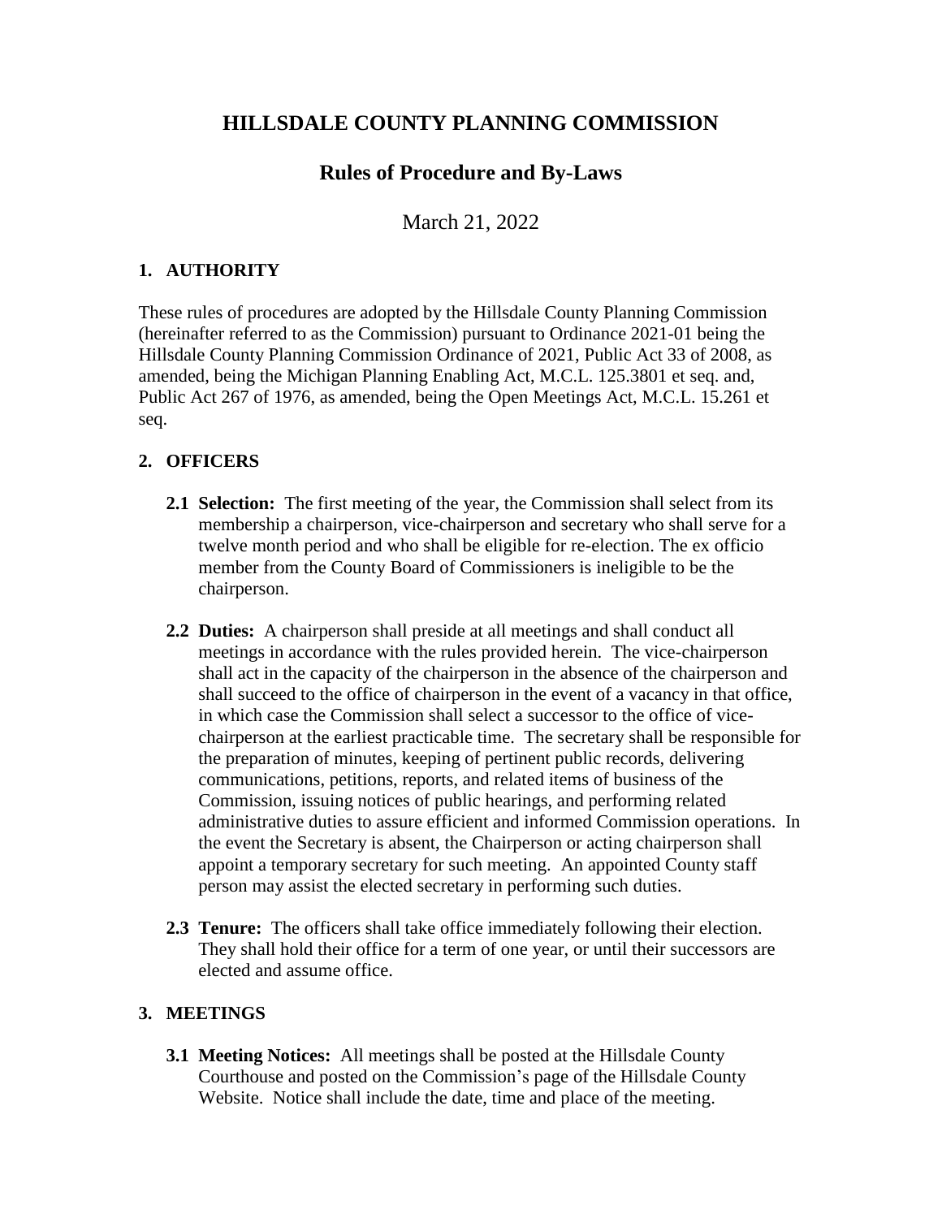# HILLSDALE COUNTY PLANNING COMMISSION

## Rules of Procedure and By-Laws

March 21, 2022

### 1. AUTHORITY

These rules of procedures are adopted by the Hillsdale County Planning Commission (hereinafter referred to as the Commission) pursuant to Ordinance 2021-01 being the Hillsdale County Planning Commission Ordinance of 2021, Public Act 33 of 2008, as amended, being the Michigan Planning Enabling Act, M.C.L. 125.3801 et seq. and, Public Act 267 of 1976, as amended, being the Open Meetings Act, M.C.L. 15.261 et seq.

### 2. OFFICERS

**2.1 Selection:** The first meeting of the year, the Commission shall select from its membership a chairperson, vice-chairperson and secretary who shall serve for a twelve month period and who shall be eligible for re-election. The ex officio member from the County Board of Commissioners is ineligible to be the chairperson.

**2.2 Duties:** A chairperson shall preside at all meetings and shall conduct all meetings in accordance with the rules provided herein. The vice-chairperson shall act in the capacity of the chairperson in the absence of the chairperson and shall succeed to the office of chairperson in the event of a vacancy in that office, in which case the Commission shall select a successor to the office of vice-chairperson at the earliest practicable time. The secretary shall be responsible for the preparation of minutes, keeping of pertinent public records, delivering communications, petitions, reports, and related items of business of the Commission, issuing notices of public hearings, and performing related administrative duties to assure efficient and informed Commission operations. In the event the Secretary is absent, the Chairperson or acting chairperson shall appoint a temporary secretary for such meeting. An appointed County staff person may assist the elected secretary in performing such duties.

**2.3 Tenure:** The officers shall take office immediately following their election. They shall hold their office for a term of one year, or until their successors are elected and assume office.

### 3. MEETINGS

**3.1 Meeting Notices:** All meetings shall be posted at the Hillsdale County Courthouse and posted on the Commission's page of the Hillsdale County Website. Notice shall include the date, time and place of the meeting.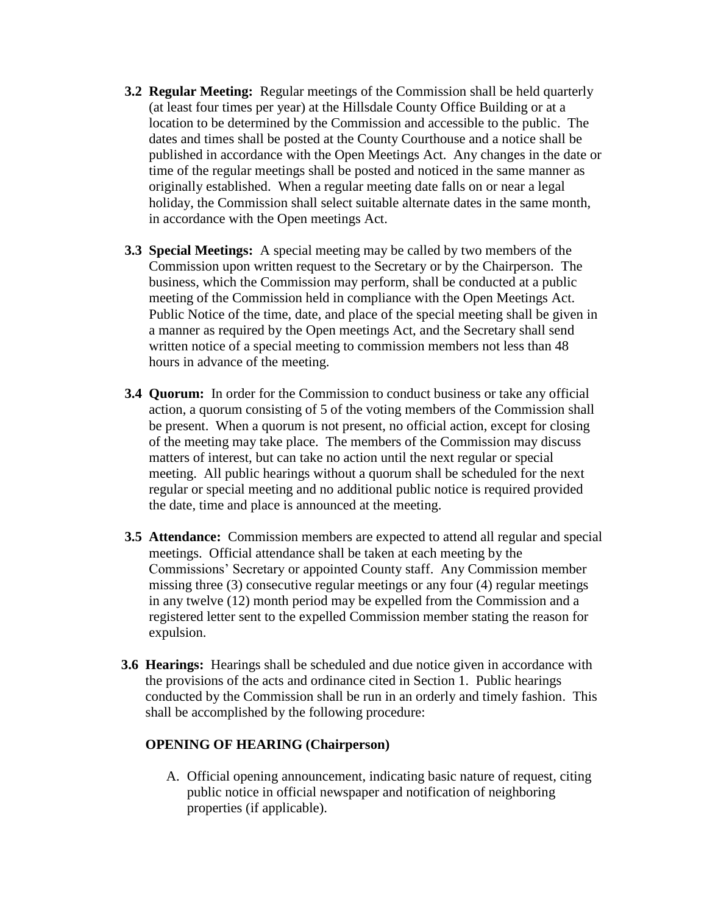**3.2 Regular Meeting:** Regular meetings of the Commission shall be held quarterly (at least four times per year) at the Hillsdale County Office Building or at a location to be determined by the Commission and accessible to the public. The dates and times shall be posted at the County Courthouse and a notice shall be published in accordance with the Open Meetings Act. Any changes in the date or time of the regular meetings shall be posted and noticed in the same manner as originally established. When a regular meeting date falls on or near a legal holiday, the Commission shall select suitable alternate dates in the same month, in accordance with the Open meetings Act.

**3.3 Special Meetings:** A special meeting may be called by two members of the Commission upon written request to the Secretary or by the Chairperson. The business, which the Commission may perform, shall be conducted at a public meeting of the Commission held in compliance with the Open Meetings Act. Public Notice of the time, date, and place of the special meeting shall be given in a manner as required by the Open meetings Act, and the Secretary shall send written notice of a special meeting to commission members not less than 48 hours in advance of the meeting.

**3.4 Quorum:** In order for the Commission to conduct business or take any official action, a quorum consisting of 5 of the voting members of the Commission shall be present. When a quorum is not present, no official action, except for closing of the meeting may take place. The members of the Commission may discuss matters of interest, but can take no action until the next regular or special meeting. All public hearings without a quorum shall be scheduled for the next regular or special meeting and no additional public notice is required provided the date, time and place is announced at the meeting.

**3.5 Attendance:** Commission members are expected to attend all regular and special meetings. Official attendance shall be taken at each meeting by the Commissions' Secretary or appointed County staff. Any Commission member missing three (3) consecutive regular meetings or any four (4) regular meetings in any twelve (12) month period may be expelled from the Commission and a registered letter sent to the expelled Commission member stating the reason for expulsion.

**3.6 Hearings:** Hearings shall be scheduled and due notice given in accordance with the provisions of the acts and ordinance cited in Section 1. Public hearings conducted by the Commission shall be run in an orderly and timely fashion. This shall be accomplished by the following procedure:

**OPENING OF HEARING (Chairperson)**

A. Official opening announcement, indicating basic nature of request, citing public notice in official newspaper and notification of neighboring properties (if applicable).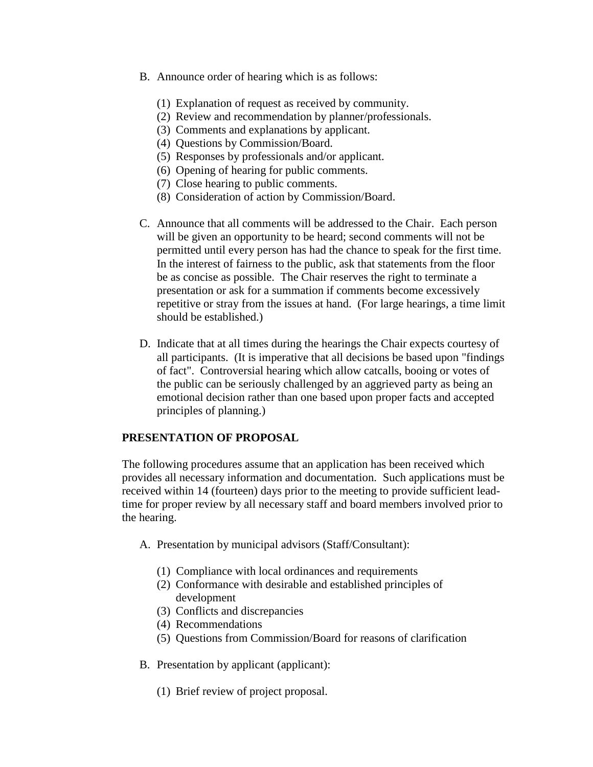B. Announce order of hearing which is as follows:

   (1) Explanation of request as received by community.
   (2) Review and recommendation by planner/professionals.
   (3) Comments and explanations by applicant.
   (4) Questions by Commission/Board.
   (5) Responses by professionals and/or applicant.
   (6) Opening of hearing for public comments.
   (7) Close hearing to public comments.
   (8) Consideration of action by Commission/Board.

C. Announce that all comments will be addressed to the Chair. Each person will be given an opportunity to be heard; second comments will not be permitted until every person has had the chance to speak for the first time. In the interest of fairness to the public, ask that statements from the floor be as concise as possible. The Chair reserves the right to terminate a presentation or ask for a summation if comments become excessively repetitive or stray from the issues at hand. (For large hearings, a time limit should be established.)

D. Indicate that at all times during the hearings the Chair expects courtesy of all participants. (It is imperative that all decisions be based upon "findings of fact". Controversial hearing which allow catcalls, booing or votes of the public can be seriously challenged by an aggrieved party as being an emotional decision rather than one based upon proper facts and accepted principles of planning.)

**PRESENTATION OF PROPOSAL**

The following procedures assume that an application has been received which provides all necessary information and documentation. Such applications must be received within 14 (fourteen) days prior to the meeting to provide sufficient lead-time for proper review by all necessary staff and board members involved prior to the hearing.

A. Presentation by municipal advisors (Staff/Consultant):

   (1) Compliance with local ordinances and requirements
   (2) Conformance with desirable and established principles of development
   (3) Conflicts and discrepancies
   (4) Recommendations
   (5) Questions from Commission/Board for reasons of clarification

B. Presentation by applicant (applicant):

   (1) Brief review of project proposal.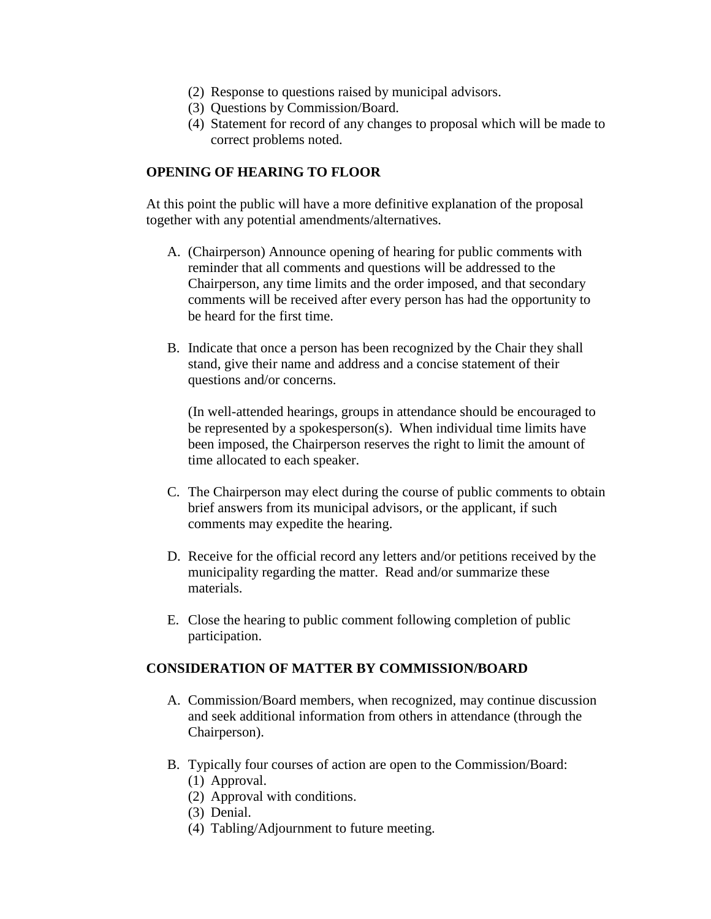(2) Response to questions raised by municipal advisors.
(3) Questions by Commission/Board.
(4) Statement for record of any changes to proposal which will be made to correct problems noted.

**OPENING OF HEARING TO FLOOR**

At this point the public will have a more definitive explanation of the proposal together with any potential amendments/alternatives.

A. (Chairperson) Announce opening of hearing for public comments with reminder that all comments and questions will be addressed to the Chairperson, any time limits and the order imposed, and that secondary comments will be received after every person has had the opportunity to be heard for the first time.

B. Indicate that once a person has been recognized by the Chair they shall stand, give their name and address and a concise statement of their questions and/or concerns.

   (In well-attended hearings, groups in attendance should be encouraged to be represented by a spokesperson(s). When individual time limits have been imposed, the Chairperson reserves the right to limit the amount of time allocated to each speaker.

C. The Chairperson may elect during the course of public comments to obtain brief answers from its municipal advisors, or the applicant, if such comments may expedite the hearing.

D. Receive for the official record any letters and/or petitions received by the municipality regarding the matter. Read and/or summarize these materials.

E. Close the hearing to public comment following completion of public participation.

**CONSIDERATION OF MATTER BY COMMISSION/BOARD**

A. Commission/Board members, when recognized, may continue discussion and seek additional information from others in attendance (through the Chairperson).

B. Typically four courses of action are open to the Commission/Board:
   (1) Approval.
   (2) Approval with conditions.
   (3) Denial.
   (4) Tabling/Adjournment to future meeting.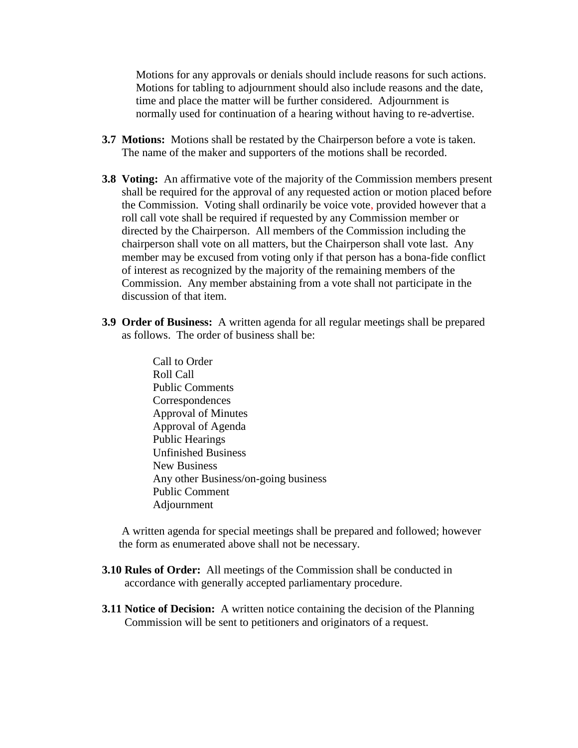Motions for any approvals or denials should include reasons for such actions. Motions for tabling to adjournment should also include reasons and the date, time and place the matter will be further considered. Adjournment is normally used for continuation of a hearing without having to re-advertise.

**3.7 Motions:** Motions shall be restated by the Chairperson before a vote is taken. The name of the maker and supporters of the motions shall be recorded.

**3.8 Voting:** An affirmative vote of the majority of the Commission members present shall be required for the approval of any requested action or motion placed before the Commission. Voting shall ordinarily be voice vote, provided however that a roll call vote shall be required if requested by any Commission member or directed by the Chairperson. All members of the Commission including the chairperson shall vote on all matters, but the Chairperson shall vote last. Any member may be excused from voting only if that person has a bona-fide conflict of interest as recognized by the majority of the remaining members of the Commission. Any member abstaining from a vote shall not participate in the discussion of that item.

**3.9 Order of Business:** A written agenda for all regular meetings shall be prepared as follows. The order of business shall be:

Call to Order
Roll Call
Public Comments
Correspondences
Approval of Minutes
Approval of Agenda
Public Hearings
Unfinished Business
New Business
Any other Business/on-going business
Public Comment
Adjournment

A written agenda for special meetings shall be prepared and followed; however the form as enumerated above shall not be necessary.

**3.10 Rules of Order:** All meetings of the Commission shall be conducted in accordance with generally accepted parliamentary procedure.

**3.11 Notice of Decision:** A written notice containing the decision of the Planning Commission will be sent to petitioners and originators of a request.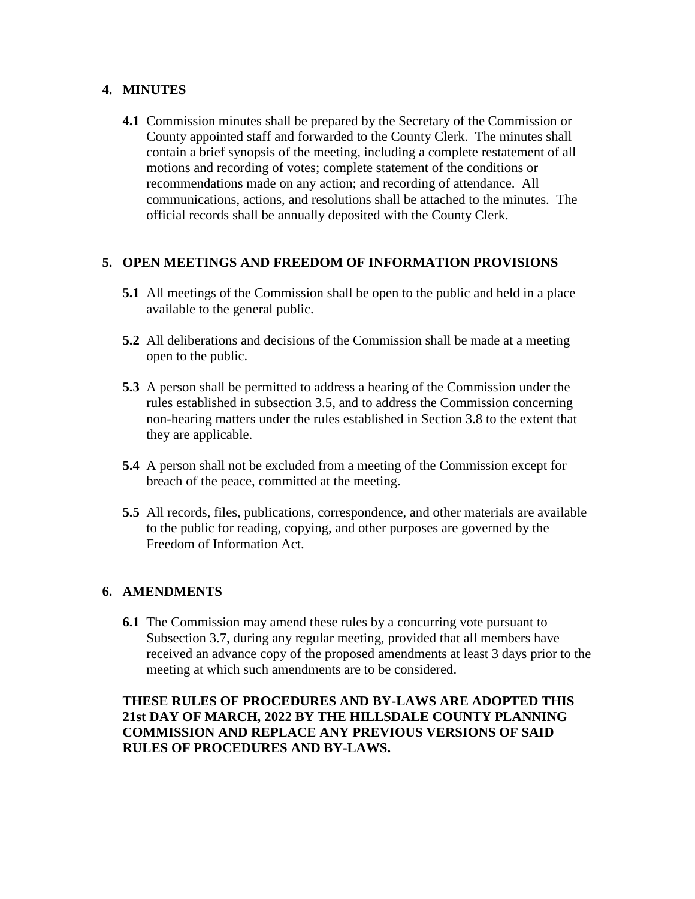## 4. MINUTES

**4.1** Commission minutes shall be prepared by the Secretary of the Commission or County appointed staff and forwarded to the County Clerk. The minutes shall contain a brief synopsis of the meeting, including a complete restatement of all motions and recording of votes; complete statement of the conditions or recommendations made on any action; and recording of attendance. All communications, actions, and resolutions shall be attached to the minutes. The official records shall be annually deposited with the County Clerk.

## 5. OPEN MEETINGS AND FREEDOM OF INFORMATION PROVISIONS

**5.1** All meetings of the Commission shall be open to the public and held in a place available to the general public.

**5.2** All deliberations and decisions of the Commission shall be made at a meeting open to the public.

**5.3** A person shall be permitted to address a hearing of the Commission under the rules established in subsection 3.5, and to address the Commission concerning non-hearing matters under the rules established in Section 3.8 to the extent that they are applicable.

**5.4** A person shall not be excluded from a meeting of the Commission except for breach of the peace, committed at the meeting.

**5.5** All records, files, publications, correspondence, and other materials are available to the public for reading, copying, and other purposes are governed by the Freedom of Information Act.

## 6. AMENDMENTS

**6.1** The Commission may amend these rules by a concurring vote pursuant to Subsection 3.7, during any regular meeting, provided that all members have received an advance copy of the proposed amendments at least 3 days prior to the meeting at which such amendments are to be considered.

**THESE RULES OF PROCEDURES AND BY-LAWS ARE ADOPTED THIS 21st DAY OF MARCH, 2022 BY THE HILLSDALE COUNTY PLANNING COMMISSION AND REPLACE ANY PREVIOUS VERSIONS OF SAID RULES OF PROCEDURES AND BY-LAWS.**